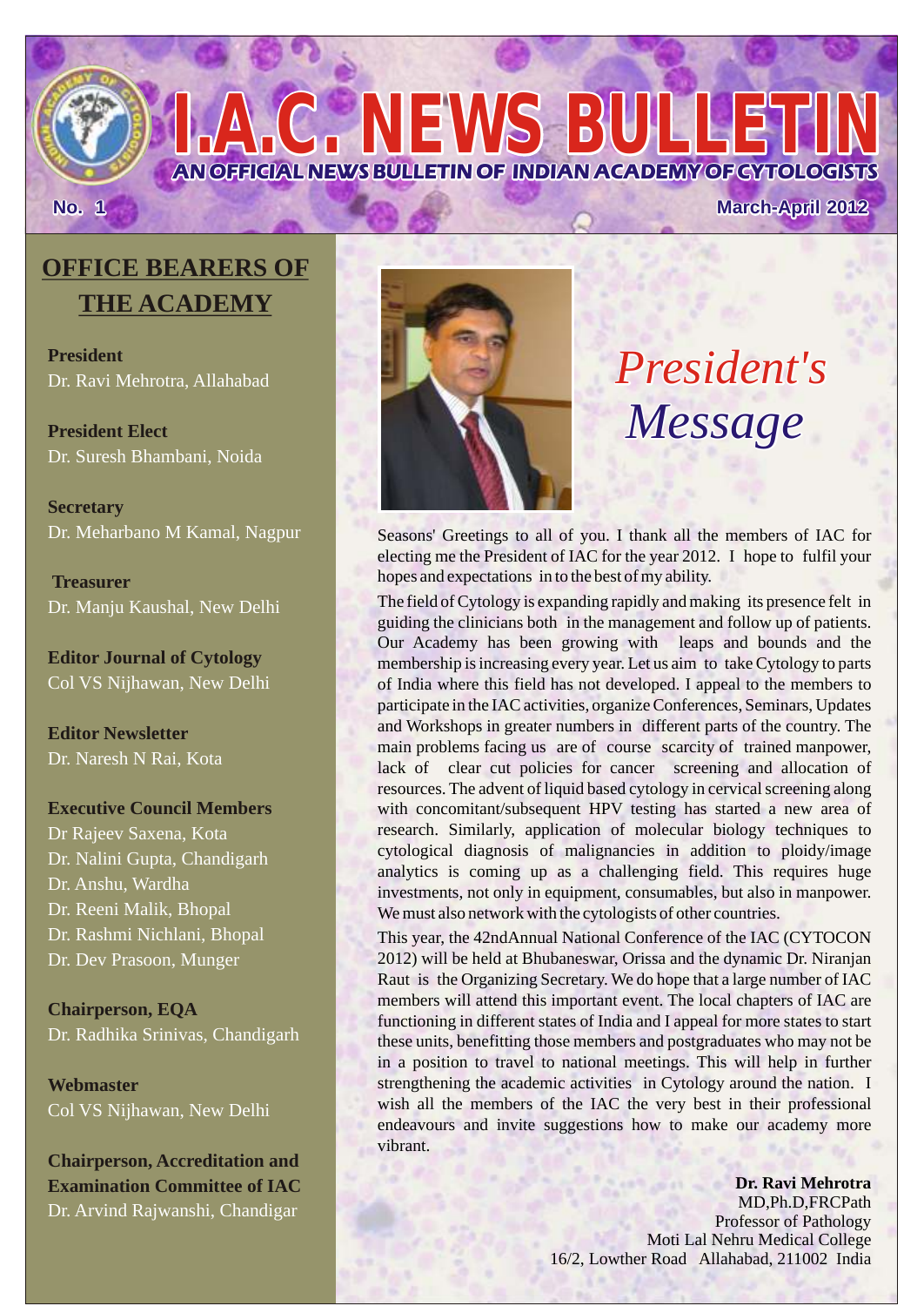# I.A.C. NEWS BULLETIN

**AN OFFICIAL NEWS BULLETIN OF INDIAN ACADEMY OF CYTOLOGISTS**

**No. 1** **March-April 2012**

## OFFICE BEARERS OF THE ACADEMY

**President**
Dr. Ravi Mehrotra, Allahabad

**President Elect**
Dr. Suresh Bhambani, Noida

**Secretary**
Dr. Meharbano M Kamal, Nagpur

**Treasurer**
Dr. Manju Kaushal, New Delhi

**Editor Journal of Cytology**
Col VS Nijhawan, New Delhi

**Editor Newsletter**
Dr. Naresh N Rai, Kota

**Executive Council Members**
Dr Rajeev Saxena, Kota
Dr. Nalini Gupta, Chandigarh
Dr. Anshu, Wardha
Dr. Reeni Malik, Bhopal
Dr. Rashmi Nichlani, Bhopal
Dr. Dev Prasoon, Munger

**Chairperson, EQA**
Dr. Radhika Srinivas, Chandigarh

**Webmaster**
Col VS Nijhawan, New Delhi

**Chairperson, Accreditation and Examination Committee of IAC**
Dr. Arvind Rajwanshi, Chandigar

## *President's Message*

Seasons' Greetings to all of you. I thank all the members of IAC for electing me the President of IAC for the year 2012. I hope to fulfil your hopes and expectations in to the best of my ability.

The field of Cytology is expanding rapidly and making its presence felt in guiding the clinicians both in the management and follow up of patients. Our Academy has been growing with leaps and bounds and the membership is increasing every year. Let us aim to take Cytology to parts of India where this field has not developed. I appeal to the members to participate in the IAC activities, organize Conferences, Seminars, Updates and Workshops in greater numbers in different parts of the country. The main problems facing us are of course scarcity of trained manpower, lack of clear cut policies for cancer screening and allocation of resources. The advent of liquid based cytology in cervical screening along with concomitant/subsequent HPV testing has started a new area of research. Similarly, application of molecular biology techniques to cytological diagnosis of malignancies in addition to ploidy/image analytics is coming up as a challenging field. This requires huge investments, not only in equipment, consumables, but also in manpower. We must also network with the cytologists of other countries.

This year, the 42ndAnnual National Conference of the IAC (CYTOCON 2012) will be held at Bhubaneswar, Orissa and the dynamic Dr. Niranjan Raut is the Organizing Secretary. We do hope that a large number of IAC members will attend this important event. The local chapters of IAC are functioning in different states of India and I appeal for more states to start these units, benefitting those members and postgraduates who may not be in a position to travel to national meetings. This will help in further strengthening the academic activities in Cytology around the nation. I wish all the members of the IAC the very best in their professional endeavours and invite suggestions how to make our academy more vibrant.

**Dr. Ravi Mehrotra**
MD,Ph.D,FRCPath
Professor of Pathology
Moti Lal Nehru Medical College
16/2, Lowther Road Allahabad, 211002 India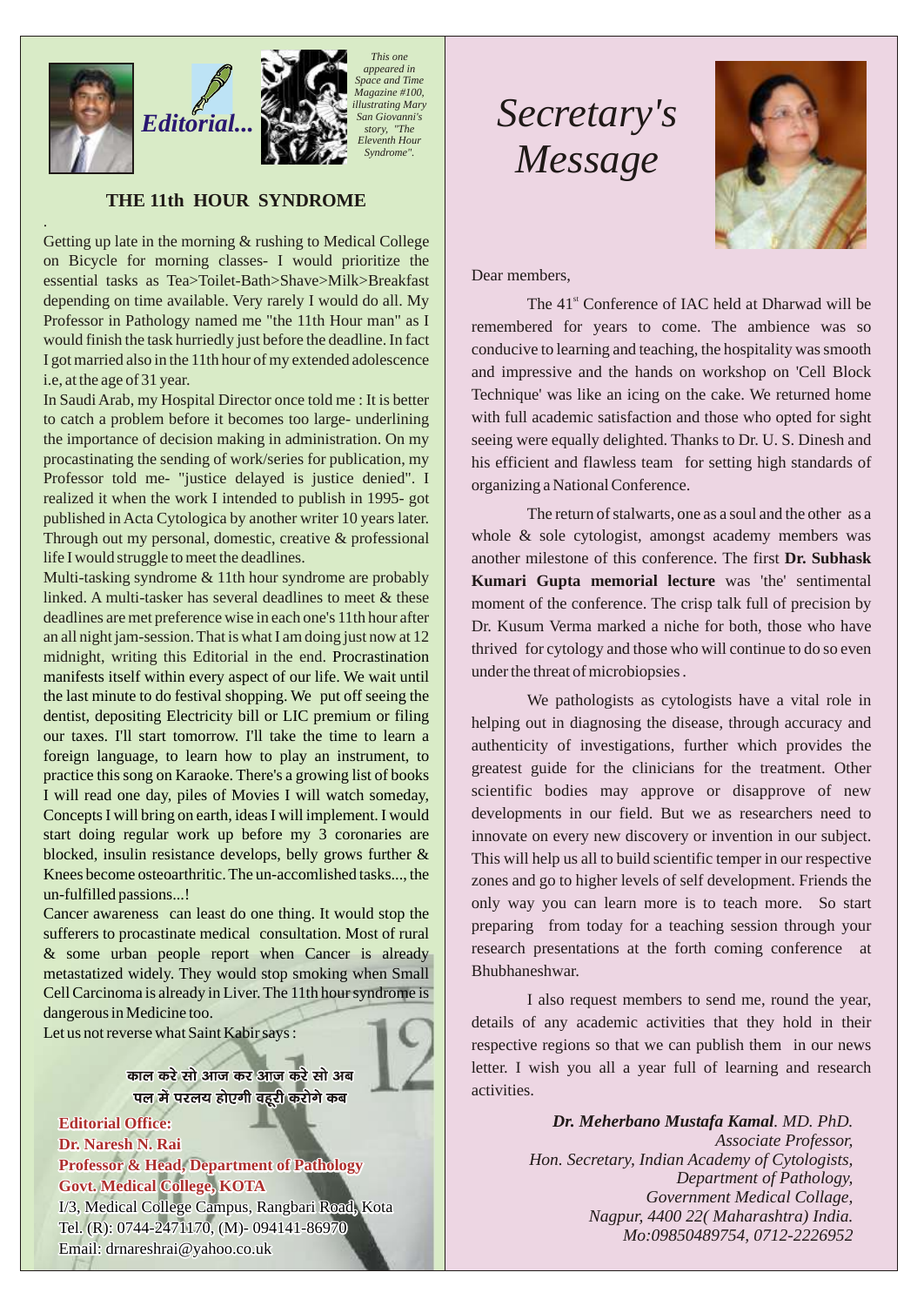# Editorial...

*This one appeared in Space and Time Magazine #100, illustrating Mary San Giovanni's story, "The Eleventh Hour Syndrome".*

## THE 11th HOUR SYNDROME

Getting up late in the morning & rushing to Medical College on Bicycle for morning classes- I would prioritize the essential tasks as Tea>Toilet-Bath>Shave>Milk>Breakfast depending on time available. Very rarely I would do all. My Professor in Pathology named me "the 11th Hour man" as I would finish the task hurriedly just before the deadline. In fact I got married also in the 11th hour of my extended adolescence i.e, at the age of 31 year.

In Saudi Arab, my Hospital Director once told me : It is better to catch a problem before it becomes too large- underlining the importance of decision making in administration. On my procastinating the sending of work/series for publication, my Professor told me- "justice delayed is justice denied". I realized it when the work I intended to publish in 1995- got published in Acta Cytologica by another writer 10 years later. Through out my personal, domestic, creative & professional life I would struggle to meet the deadlines.

Multi-tasking syndrome & 11th hour syndrome are probably linked. A multi-tasker has several deadlines to meet & these deadlines are met preference wise in each one's 11th hour after an all night jam-session. That is what I am doing just now at 12 midnight, writing this Editorial in the end. Procrastination manifests itself within every aspect of our life. We wait until the last minute to do festival shopping. We put off seeing the dentist, depositing Electricity bill or LIC premium or filing our taxes. I'll start tomorrow. I'll take the time to learn a foreign language, to learn how to play an instrument, to practice this song on Karaoke. There's a growing list of books I will read one day, piles of Movies I will watch someday, Concepts I will bring on earth, ideas I will implement. I would start doing regular work up before my 3 coronaries are blocked, insulin resistance develops, belly grows further & Knees become osteoarthritic. The un-accomlished tasks..., the un-fulfilled passions...!

Cancer awareness can least do one thing. It would stop the sufferers to procastinate medical consultation. Most of rural & some urban people report when Cancer is already metastatized widely. They would stop smoking when Small Cell Carcinoma is already in Liver. The 11th hour syndrome is dangerous in Medicine too.

Let us not reverse what Saint Kabir says :

काल करे सो आज कर आज करे सो अब
पल में परलय होएगी वहूरी करोगे कब

**Editorial Office:**
**Dr. Naresh N. Rai**
**Professor & Head, Department of Pathology**
**Govt. Medical College, KOTA**
I/3, Medical College Campus, Rangbari Road, Kota
Tel. (R): 0744-2471170, (M)- 094141-86970
Email: drnareshrai@yahoo.co.uk

# Secretary's Message

Dear members,

The 41st Conference of IAC held at Dharwad will be remembered for years to come. The ambience was so conducive to learning and teaching, the hospitality was smooth and impressive and the hands on workshop on 'Cell Block Technique' was like an icing on the cake. We returned home with full academic satisfaction and those who opted for sight seeing were equally delighted. Thanks to Dr. U. S. Dinesh and his efficient and flawless team for setting high standards of organizing a National Conference.

The return of stalwarts, one as a soul and the other as a whole & sole cytologist, amongst academy members was another milestone of this conference. The first **Dr. Subhask Kumari Gupta memorial lecture** was 'the' sentimental moment of the conference. The crisp talk full of precision by Dr. Kusum Verma marked a niche for both, those who have thrived for cytology and those who will continue to do so even under the threat of microbiopsies.

We pathologists as cytologists have a vital role in helping out in diagnosing the disease, through accuracy and authenticity of investigations, further which provides the greatest guide for the clinicians for the treatment. Other scientific bodies may approve or disapprove of new developments in our field. But we as researchers need to innovate on every new discovery or invention in our subject. This will help us all to build scientific temper in our respective zones and go to higher levels of self development. Friends the only way you can learn more is to teach more. So start preparing from today for a teaching session through your research presentations at the forth coming conference at Bhubhaneshwar.

I also request members to send me, round the year, details of any academic activities that they hold in their respective regions so that we can publish them in our news letter. I wish you all a year full of learning and research activities.

***Dr. Meherbano Mustafa Kamal**. MD. PhD.*
*Associate Professor,*
*Hon. Secretary, Indian Academy of Cytologists,*
*Department of Pathology,*
*Government Medical Collage,*
*Nagpur, 4400 22( Maharashtra) India.*
*Mo:09850489754, 0712-2226952*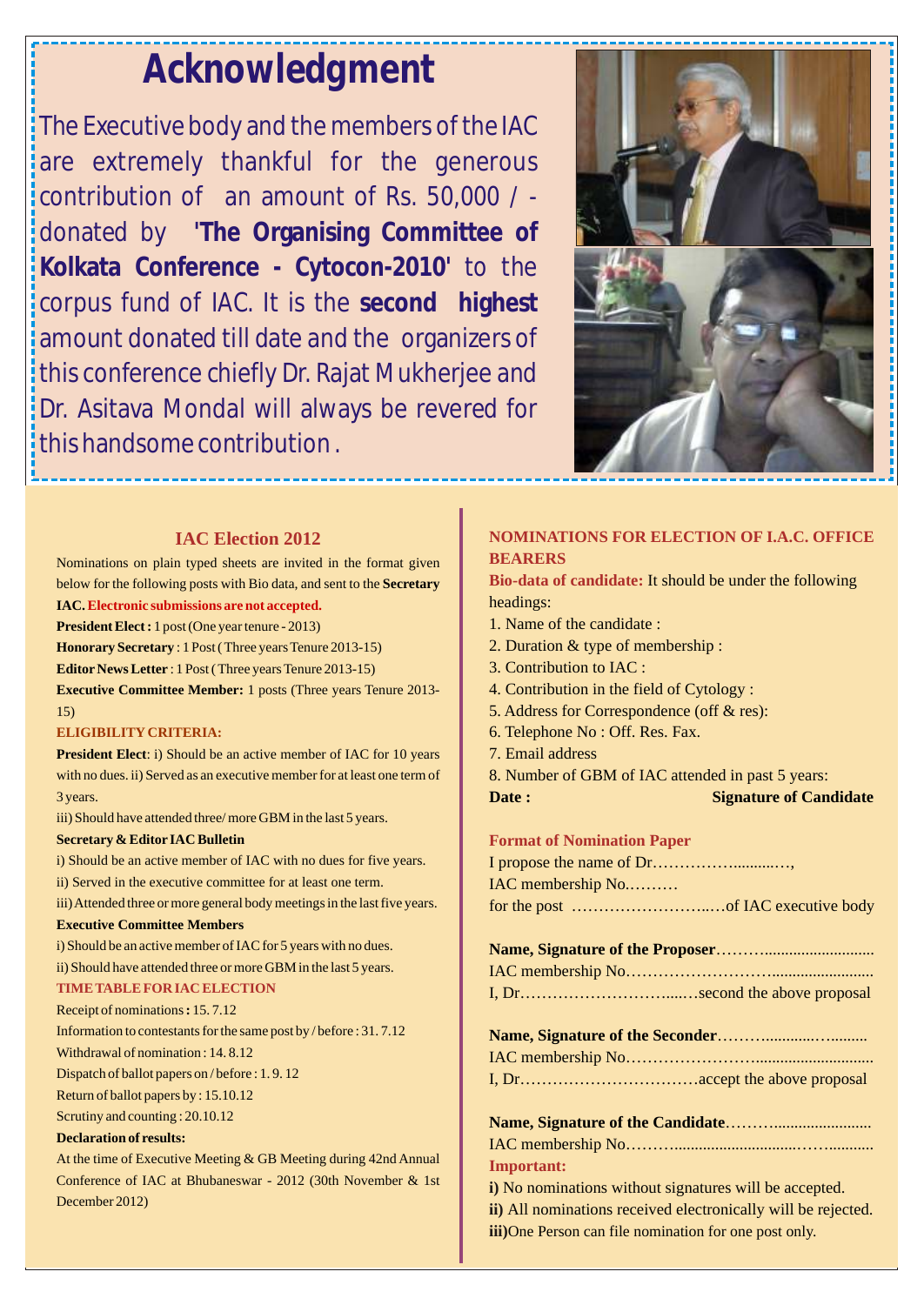# Acknowledgment

The Executive body and the members of the IAC are extremely thankful for the generous contribution of an amount of Rs. 50,000 / - donated by **'The Organising Committee of Kolkata Conference - Cytocon-2010'** to the corpus fund of IAC. It is the **second highest** amount donated till date and the organizers of this conference chiefly Dr. Rajat Mukherjee and Dr. Asitava Mondal will always be revered for this handsome contribution.

## IAC Election 2012

Nominations on plain typed sheets are invited in the format given below for the following posts with Bio data, and sent to the **Secretary IAC. Electronic submissions are not accepted.**

**President Elect :** 1 post (One year tenure - 2013)

**Honorary Secretary** : 1 Post ( Three years Tenure 2013-15)

**Editor News Letter** : 1 Post ( Three years Tenure 2013-15)

**Executive Committee Member:** 1 posts (Three years Tenure 2013-15)

**ELIGIBILITY CRITERIA:**

**President Elect**: i) Should be an active member of IAC for 10 years with no dues. ii) Served as an executive member for at least one term of 3 years.

iii) Should have attended three/ more GBM in the last 5 years.

**Secretary & Editor IAC Bulletin**

i) Should be an active member of IAC with no dues for five years.

ii) Served in the executive committee for at least one term.

iii) Attended three or more general body meetings in the last five years.

**Executive Committee Members**

i) Should be an active member of IAC for 5 years with no dues.

ii) Should have attended three or more GBM in the last 5 years.

**TIME TABLE FOR IAC ELECTION**

Receipt of nominations **:** 15. 7.12

Information to contestants for the same post by / before : 31. 7.12

Withdrawal of nomination : 14. 8.12

Dispatch of ballot papers on / before : 1. 9. 12

Return of ballot papers by : 15.10.12

Scrutiny and counting : 20.10.12

**Declaration of results:**

At the time of Executive Meeting & GB Meeting during 42nd Annual Conference of IAC at Bhubaneswar - 2012 (30th November & 1st December 2012)

## NOMINATIONS FOR ELECTION OF I.A.C. OFFICE BEARERS

**Bio-data of candidate:** It should be under the following headings:

1. Name of the candidate :
2. Duration & type of membership :
3. Contribution to IAC :
4. Contribution in the field of Cytology :
5. Address for Correspondence (off & res):
6. Telephone No : Off. Res. Fax.
7. Email address
8. Number of GBM of IAC attended in past 5 years:

**Date :** **Signature of Candidate**

**Format of Nomination Paper**

I propose the name of Dr………………..........…,

IAC membership No.………

for the post ……………………..…of IAC executive body

**Name, Signature of the Proposer**………...........................

IAC membership No……………………….......................

I, Dr………………………....…second the above proposal

**Name, Signature of the Seconder**………...........…........

IAC membership No……………………...........................

I, Dr……………………………accept the above proposal

**Name, Signature of the Candidate**………......................

IAC membership No………...............................….............

**Important:**

**i)** No nominations without signatures will be accepted.

**ii)** All nominations received electronically will be rejected.

**iii)** One Person can file nomination for one post only.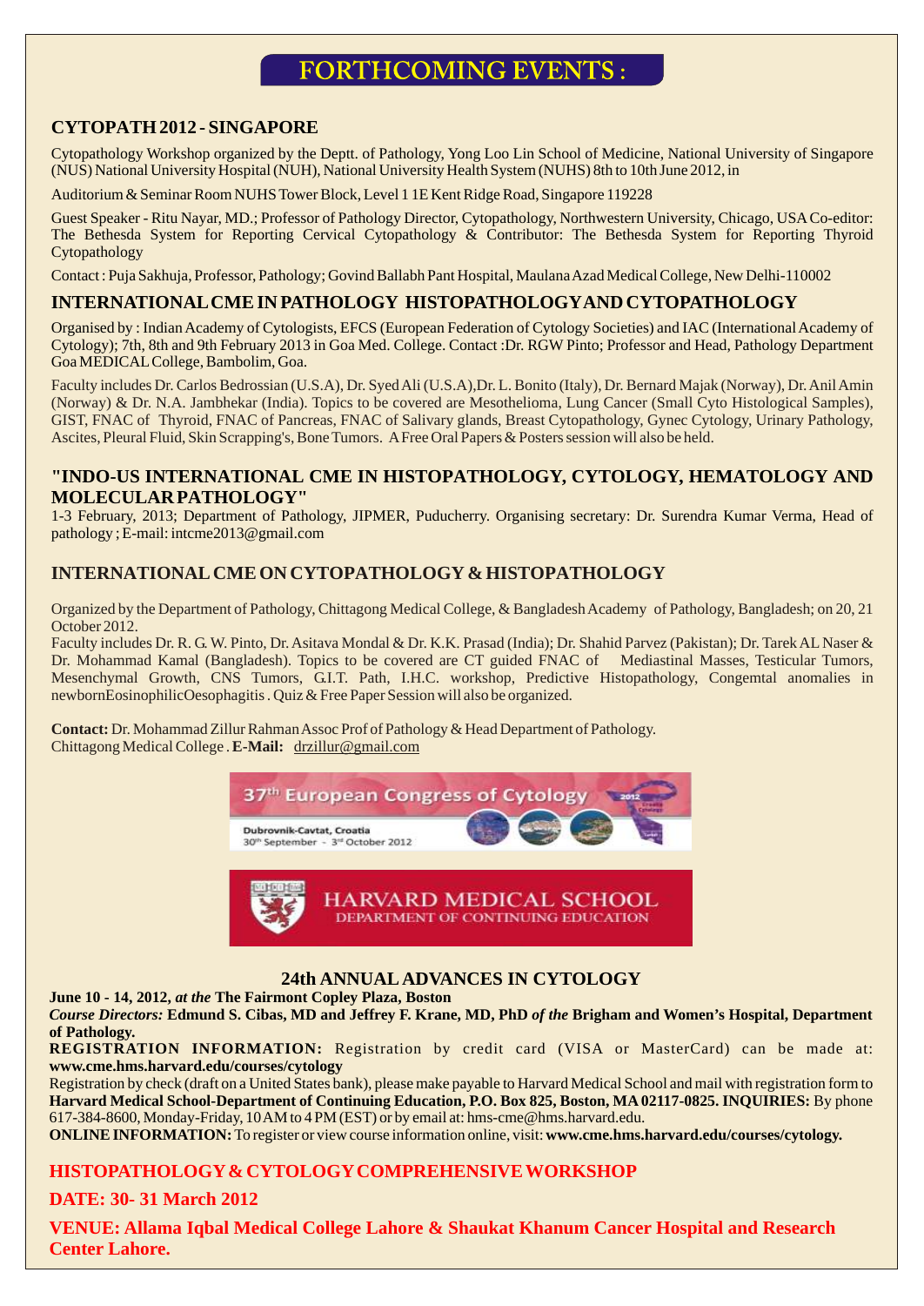# FORTHCOMING EVENTS :

## CYTOPATH 2012 - SINGAPORE

Cytopathology Workshop organized by the Deptt. of Pathology, Yong Loo Lin School of Medicine, National University of Singapore (NUS) National University Hospital (NUH), National University Health System (NUHS) 8th to 10th June 2012, in

Auditorium & Seminar Room NUHS Tower Block, Level 1 1E Kent Ridge Road, Singapore 119228

Guest Speaker - Ritu Nayar, MD.; Professor of Pathology Director, Cytopathology, Northwestern University, Chicago, USA Co-editor: The Bethesda System for Reporting Cervical Cytopathology & Contributor: The Bethesda System for Reporting Thyroid Cytopathology

Contact : Puja Sakhuja, Professor, Pathology; Govind Ballabh Pant Hospital, Maulana Azad Medical College, New Delhi-110002

## INTERNATIONAL CME IN PATHOLOGY HISTOPATHOLOGY AND CYTOPATHOLOGY

Organised by : Indian Academy of Cytologists, EFCS (European Federation of Cytology Societies) and IAC (International Academy of Cytology); 7th, 8th and 9th February 2013 in Goa Med. College. Contact :Dr. RGW Pinto; Professor and Head, Pathology Department Goa MEDICAL College, Bambolim, Goa.

Faculty includes Dr. Carlos Bedrossian (U.S.A), Dr. Syed Ali (U.S.A),Dr. L. Bonito (Italy), Dr. Bernard Majak (Norway), Dr. Anil Amin (Norway) & Dr. N.A. Jambhekar (India). Topics to be covered are Mesothelioma, Lung Cancer (Small Cyto Histological Samples), GIST, FNAC of Thyroid, FNAC of Pancreas, FNAC of Salivary glands, Breast Cytopathology, Gynec Cytology, Urinary Pathology, Ascites, Pleural Fluid, Skin Scrapping's, Bone Tumors. A Free Oral Papers & Posters session will also be held.

## "INDO-US INTERNATIONAL CME IN HISTOPATHOLOGY, CYTOLOGY, HEMATOLOGY AND MOLECULAR PATHOLOGY"

1-3 February, 2013; Department of Pathology, JIPMER, Puducherry. Organising secretary: Dr. Surendra Kumar Verma, Head of pathology ; E-mail: intcme2013@gmail.com

## INTERNATIONAL CME ON CYTOPATHOLOGY & HISTOPATHOLOGY

Organized by the Department of Pathology, Chittagong Medical College, & Bangladesh Academy of Pathology, Bangladesh; on 20, 21 October 2012.

Faculty includes Dr. R. G. W. Pinto, Dr. Asitava Mondal & Dr. K.K. Prasad (India); Dr. Shahid Parvez (Pakistan); Dr. Tarek AL Naser & Dr. Mohammad Kamal (Bangladesh). Topics to be covered are CT guided FNAC of Mediastinal Masses, Testicular Tumors, Mesenchymal Growth, CNS Tumors, G.I.T. Path, I.H.C. workshop, Predictive Histopathology, Congemtal anomalies in newbornEosinophilicOesophagitis . Quiz & Free Paper Session will also be organized.

**Contact:** Dr. Mohammad Zillur Rahman Assoc Prof of Pathology & Head Department of Pathology. Chittagong Medical College . **E-Mail:** drzillur@gmail.com

37th European Congress of Cytology
Dubrovnik-Cavtat, Croatia
30th September - 3rd October 2012

HARVARD MEDICAL SCHOOL
DEPARTMENT OF CONTINUING EDUCATION

### 24th ANNUAL ADVANCES IN CYTOLOGY

**June 10 - 14, 2012,** ***at the*** **The Fairmont Copley Plaza, Boston**

***Course Directors:*** **Edmund S. Cibas, MD and Jeffrey F. Krane, MD, PhD** ***of the*** **Brigham and Women's Hospital, Department of Pathology.**

**REGISTRATION INFORMATION:** Registration by credit card (VISA or MasterCard) can be made at: **www.cme.hms.harvard.edu/courses/cytology**

Registration by check (draft on a United States bank), please make payable to Harvard Medical School and mail with registration form to **Harvard Medical School-Department of Continuing Education, P.O. Box 825, Boston, MA 02117-0825. INQUIRIES:** By phone 617-384-8600, Monday-Friday, 10 AM to 4 PM (EST) or by email at: hms-cme@hms.harvard.edu.

**ONLINE INFORMATION:** To register or view course information online, visit: **www.cme.hms.harvard.edu/courses/cytology.**

## HISTOPATHOLOGY & CYTOLOGY COMPREHENSIVE WORKSHOP

**DATE: 30- 31 March 2012**

**VENUE: Allama Iqbal Medical College Lahore & Shaukat Khanum Cancer Hospital and Research Center Lahore.**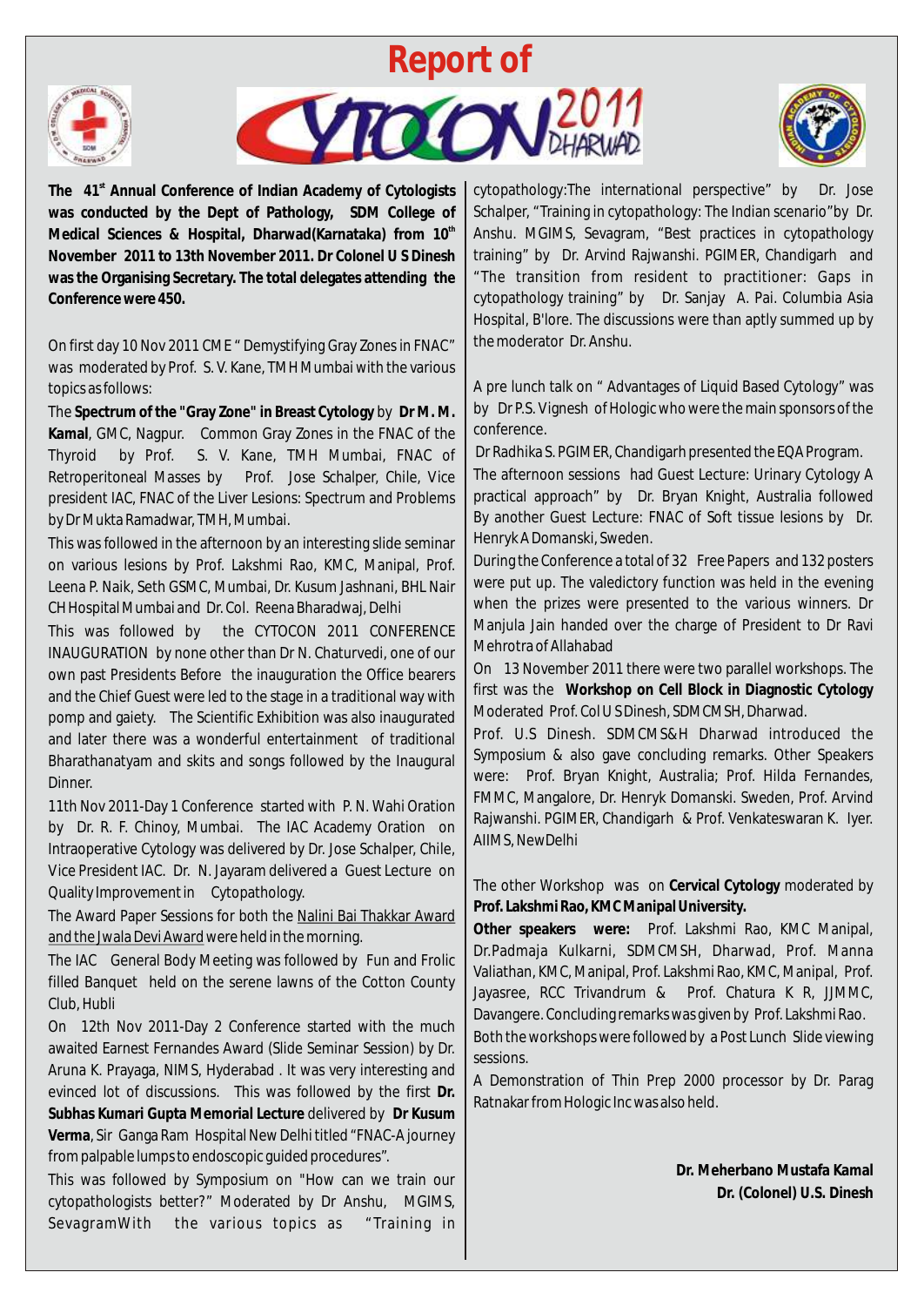# Report of CYTOCON 2011 DHARWAD

**The 41st Annual Conference of Indian Academy of Cytologists was conducted by the Dept of Pathology, SDM College of Medical Sciences & Hospital, Dharwad(Karnataka) from 10th November 2011 to 13th November 2011. Dr Colonel U S Dinesh was the Organising Secretary. The total delegates attending the Conference were 450.**

On first day 10 Nov 2011 CME " Demystifying Gray Zones in FNAC" was moderated by Prof. S. V. Kane, TMH Mumbai with the various topics as follows:

The **Spectrum of the "Gray Zone" in Breast Cytology** by **Dr M. M. Kamal**, GMC, Nagpur. Common Gray Zones in the FNAC of the Thyroid by Prof. S. V. Kane, TMH Mumbai, FNAC of Retroperitoneal Masses by Prof. Jose Schalper, Chile, Vice president IAC, FNAC of the Liver Lesions: Spectrum and Problems by Dr Mukta Ramadwar, TMH, Mumbai.

This was followed in the afternoon by an interesting slide seminar on various lesions by Prof. Lakshmi Rao, KMC, Manipal, Prof. Leena P. Naik, Seth GSMC, Mumbai, Dr. Kusum Jashnani, BHL Nair CH Hospital Mumbai and Dr. Col. Reena Bharadwaj, Delhi

This was followed by the CYTOCON 2011 CONFERENCE INAUGURATION by none other than Dr N. Chaturvedi, one of our own past Presidents Before the inauguration the Office bearers and the Chief Guest were led to the stage in a traditional way with pomp and gaiety. The Scientific Exhibition was also inaugurated and later there was a wonderful entertainment of traditional Bharathanatyam and skits and songs followed by the Inaugural Dinner.

11th Nov 2011-Day 1 Conference started with P. N. Wahi Oration by Dr. R. F. Chinoy, Mumbai. The IAC Academy Oration on Intraoperative Cytology was delivered by Dr. Jose Schalper, Chile, Vice President IAC. Dr. N. Jayaram delivered a Guest Lecture on Quality Improvement in Cytopathology.

The Award Paper Sessions for both the Nalini Bai Thakkar Award and the Jwala Devi Award were held in the morning.

The IAC General Body Meeting was followed by Fun and Frolic filled Banquet held on the serene lawns of the Cotton County Club, Hubli

On 12th Nov 2011-Day 2 Conference started with the much awaited Earnest Fernandes Award (Slide Seminar Session) by Dr. Aruna K. Prayaga, NIMS, Hyderabad . It was very interesting and evinced lot of discussions. This was followed by the first **Dr. Subhas Kumari Gupta Memorial Lecture** delivered by **Dr Kusum Verma**, Sir Ganga Ram Hospital New Delhi titled "FNAC-A journey from palpable lumps to endoscopic guided procedures".

This was followed by Symposium on "How can we train our cytopathologists better?" Moderated by Dr Anshu, MGIMS, SevagramWith the various topics as "Training in cytopathology:The international perspective" by Dr. Jose Schalper, "Training in cytopathology: The Indian scenario"by Dr. Anshu. MGIMS, Sevagram, "Best practices in cytopathology training" by Dr. Arvind Rajwanshi. PGIMER, Chandigarh and "The transition from resident to practitioner: Gaps in cytopathology training" by Dr. Sanjay A. Pai. Columbia Asia Hospital, B'lore. The discussions were than aptly summed up by the moderator Dr. Anshu.

A pre lunch talk on " Advantages of Liquid Based Cytology" was by Dr P.S. Vignesh of Hologic who were the main sponsors of the conference.

Dr Radhika S. PGIMER, Chandigarh presented the EQA Program.

The afternoon sessions had Guest Lecture: Urinary Cytology A practical approach" by Dr. Bryan Knight, Australia followed By another Guest Lecture: FNAC of Soft tissue lesions by Dr. Henryk A Domanski, Sweden.

During the Conference a total of 32 Free Papers and 132 posters were put up. The valedictory function was held in the evening when the prizes were presented to the various winners. Dr Manjula Jain handed over the charge of President to Dr Ravi Mehrotra of Allahabad

On 13 November 2011 there were two parallel workshops. The first was the **Workshop on Cell Block in Diagnostic Cytology** Moderated Prof. Col U S Dinesh, SDMCMSH, Dharwad.

Prof. U.S Dinesh. SDMCMS&H Dharwad introduced the Symposium & also gave concluding remarks. Other Speakers were: Prof. Bryan Knight, Australia; Prof. Hilda Fernandes, FMMC, Mangalore, Dr. Henryk Domanski. Sweden, Prof. Arvind Rajwanshi. PGIMER, Chandigarh & Prof. Venkateswaran K. Iyer. AIIMS, NewDelhi

The other Workshop was on **Cervical Cytology** moderated by **Prof. Lakshmi Rao, KMC Manipal University.**

**Other speakers were:** Prof. Lakshmi Rao, KMC Manipal, Dr.Padmaja Kulkarni, SDMCMSH, Dharwad, Prof. Manna Valiathan, KMC, Manipal, Prof. Lakshmi Rao, KMC, Manipal, Prof. Jayasree, RCC Trivandrum & Prof. Chatura K R, JJMMC, Davangere. Concluding remarks was given by Prof. Lakshmi Rao.

Both the workshops were followed by a Post Lunch Slide viewing sessions.

A Demonstration of Thin Prep 2000 processor by Dr. Parag Ratnakar from Hologic Inc was also held.

**Dr. Meherbano Mustafa Kamal**
**Dr. (Colonel) U.S. Dinesh**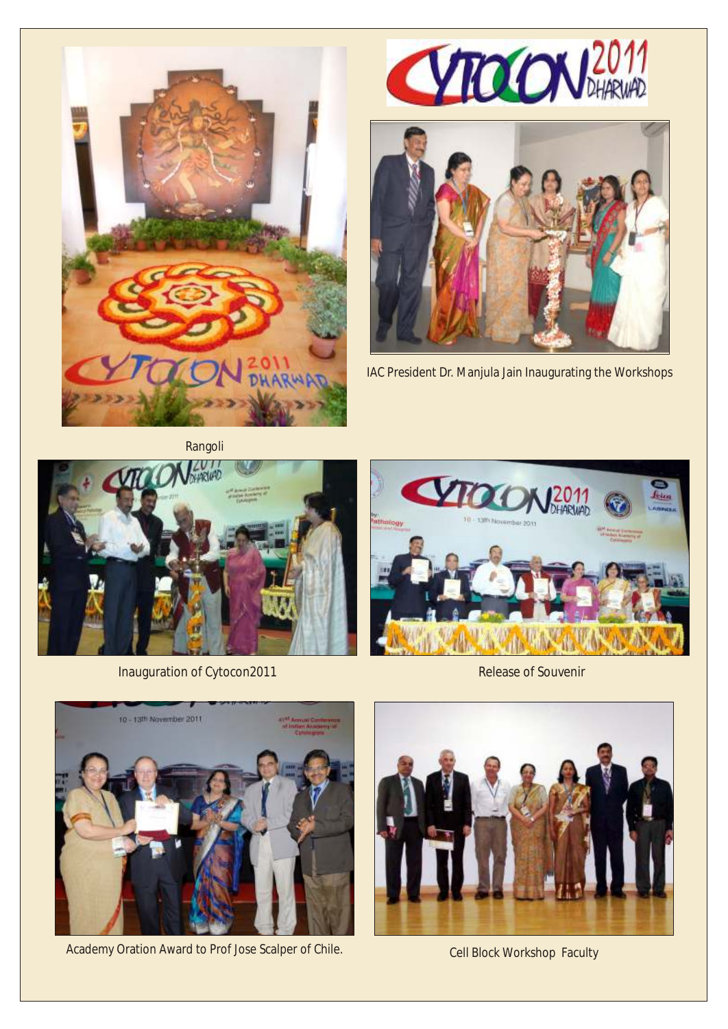Rangoli

IAC President Dr. Manjula Jain Inaugurating the Workshops

Inauguration of Cytocon2011

Release of Souvenir

Academy Oration Award to Prof Jose Scalper of Chile.

Cell Block Workshop Faculty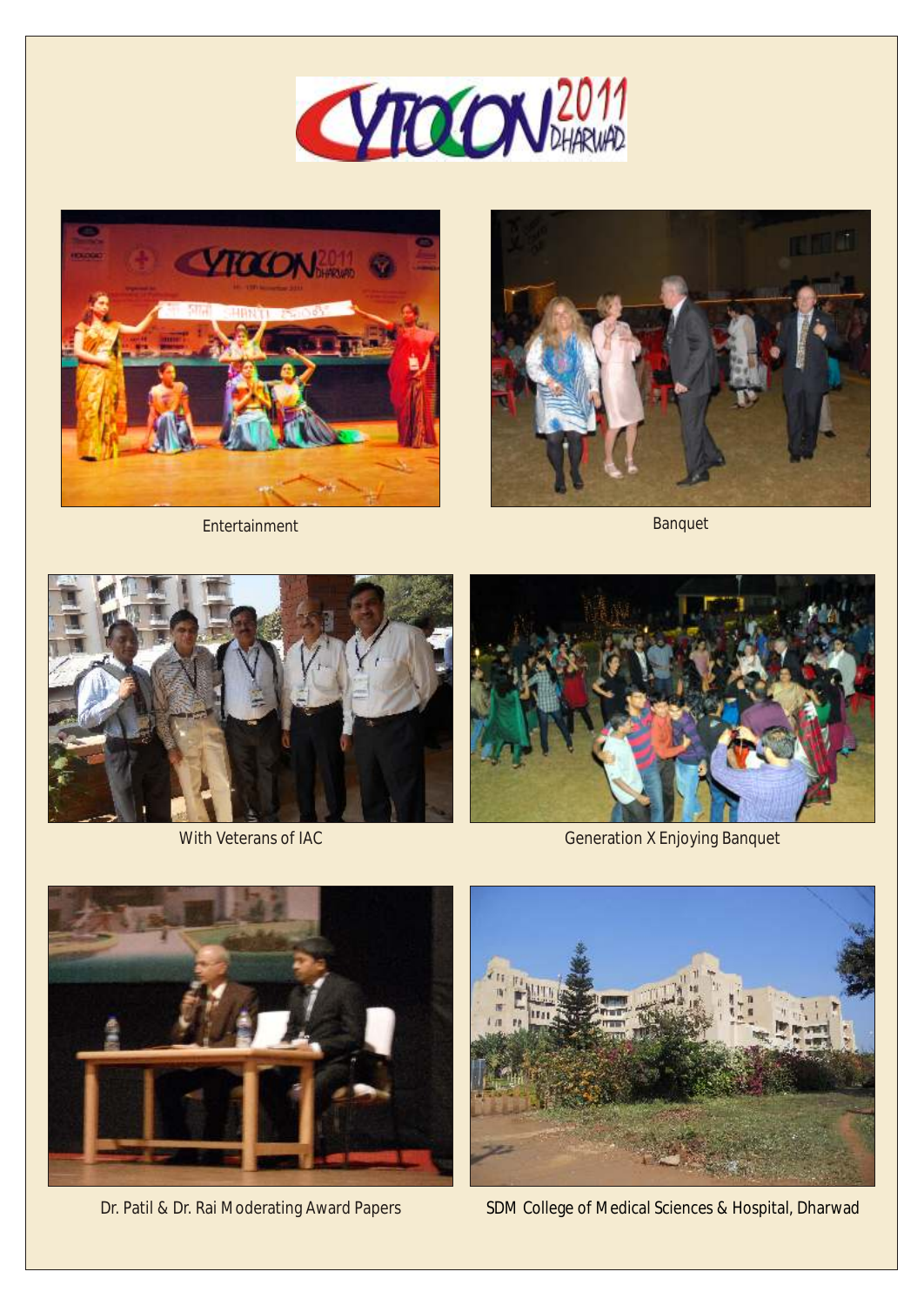CYTOCON 2011 DHARWAD

Entertainment

Banquet

With Veterans of IAC

Generation X Enjoying Banquet

Dr. Patil & Dr. Rai Moderating Award Papers

SDM College of Medical Sciences & Hospital, Dharwad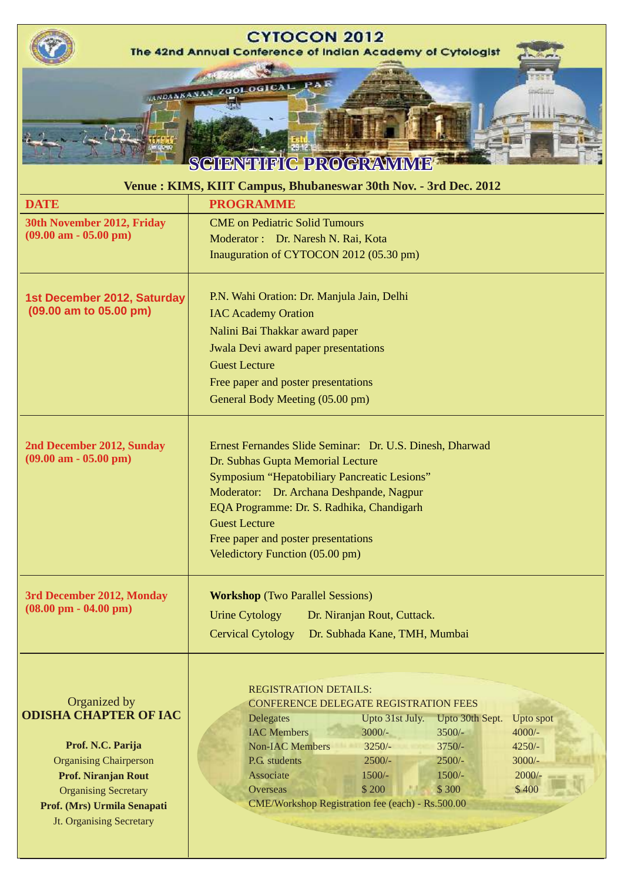# CYTOCON 2012

## The 42nd Annual Conference of Indian Academy of Cytologist

## SCIENTIFIC PROGRAMME

**Venue : KIMS, KIIT Campus, Bhubaneswar 30th Nov. - 3rd Dec. 2012**

| DATE | PROGRAMME |
|---|---|
| **30th November 2012, Friday (09.00 am - 05.00 pm)** | CME on Pediatric Solid Tumours<br>Moderator : Dr. Naresh N. Rai, Kota<br>Inauguration of CYTOCON 2012 (05.30 pm) |
| **1st December 2012, Saturday (09.00 am to 05.00 pm)** | P.N. Wahi Oration: Dr. Manjula Jain, Delhi<br>IAC Academy Oration<br>Nalini Bai Thakkar award paper<br>Jwala Devi award paper presentations<br>Guest Lecture<br>Free paper and poster presentations<br>General Body Meeting (05.00 pm) |
| **2nd December 2012, Sunday (09.00 am - 05.00 pm)** | Ernest Fernandes Slide Seminar: Dr. U.S. Dinesh, Dharwad<br>Dr. Subhas Gupta Memorial Lecture<br>Symposium “Hepatobiliary Pancreatic Lesions”<br>Moderator: Dr. Archana Deshpande, Nagpur<br>EQA Programme: Dr. S. Radhika, Chandigarh<br>Guest Lecture<br>Free paper and poster presentations<br>Veledictory Function (05.00 pm) |
| **3rd December 2012, Monday (08.00 pm - 04.00 pm)** | **Workshop** (Two Parallel Sessions)<br>Urine Cytology Dr. Niranjan Rout, Cuttack.<br>Cervical Cytology Dr. Subhada Kane, TMH, Mumbai |

Organized by
**ODISHA CHAPTER OF IAC**

**Prof. N.C. Parija**
Organising Chairperson
**Prof. Niranjan Rout**
Organising Secretary
**Prof. (Mrs) Urmila Senapati**
Jt. Organising Secretary

REGISTRATION DETAILS:
CONFERENCE DELEGATE REGISTRATION FEES

| Delegates | Upto 31st July. | Upto 30th Sept. | Upto spot |
|---|---|---|---|
| IAC Members | 3000/- | 3500/- | 4000/- |
| Non-IAC Members | 3250/- | 3750/- | 4250/- |
| P.G. students | 2500/- | 2500/- | 3000/- |
| Associate | 1500/- | 1500/- | 2000/- |
| Overseas | $ 200 | $ 300 | $ 400 |

CME/Workshop Registration fee (each) - Rs.500.00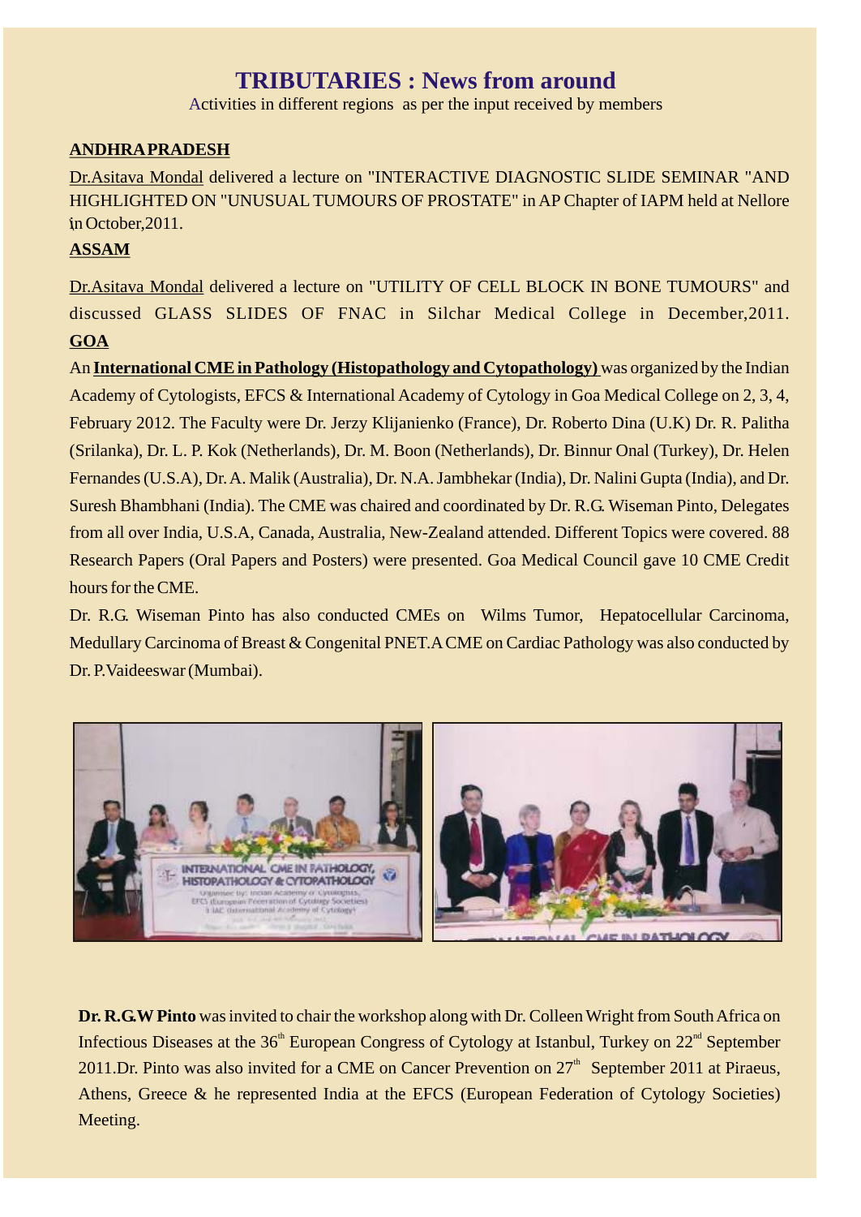# TRIBUTARIES : News from around

Activities in different regions as per the input received by members

## ANDHRA PRADESH

Dr.Asitava Mondal delivered a lecture on "INTERACTIVE DIAGNOSTIC SLIDE SEMINAR "AND HIGHLIGHTED ON "UNUSUAL TUMOURS OF PROSTATE" in AP Chapter of IAPM held at Nellore in October,2011.

## ASSAM

Dr.Asitava Mondal delivered a lecture on "UTILITY OF CELL BLOCK IN BONE TUMOURS" and discussed GLASS SLIDES OF FNAC in Silchar Medical College in December,2011.

## GOA

An **International CME in Pathology (Histopathology and Cytopathology)** was organized by the Indian Academy of Cytologists, EFCS & International Academy of Cytology in Goa Medical College on 2, 3, 4, February 2012. The Faculty were Dr. Jerzy Klijanienko (France), Dr. Roberto Dina (U.K) Dr. R. Palitha (Srilanka), Dr. L. P. Kok (Netherlands), Dr. M. Boon (Netherlands), Dr. Binnur Onal (Turkey), Dr. Helen Fernandes (U.S.A), Dr. A. Malik (Australia), Dr. N.A. Jambhekar (India), Dr. Nalini Gupta (India), and Dr. Suresh Bhambhani (India). The CME was chaired and coordinated by Dr. R.G. Wiseman Pinto, Delegates from all over India, U.S.A, Canada, Australia, New-Zealand attended. Different Topics were covered. 88 Research Papers (Oral Papers and Posters) were presented. Goa Medical Council gave 10 CME Credit hours for the CME.

Dr. R.G. Wiseman Pinto has also conducted CMEs on Wilms Tumor, Hepatocellular Carcinoma, Medullary Carcinoma of Breast & Congenital PNET. A CME on Cardiac Pathology was also conducted by Dr. P.Vaideeswar (Mumbai).

**Dr. R.G.W Pinto** was invited to chair the workshop along with Dr. Colleen Wright from South Africa on Infectious Diseases at the 36th European Congress of Cytology at Istanbul, Turkey on 22nd September 2011. Dr. Pinto was also invited for a CME on Cancer Prevention on 27th September 2011 at Piraeus, Athens, Greece & he represented India at the EFCS (European Federation of Cytology Societies) Meeting.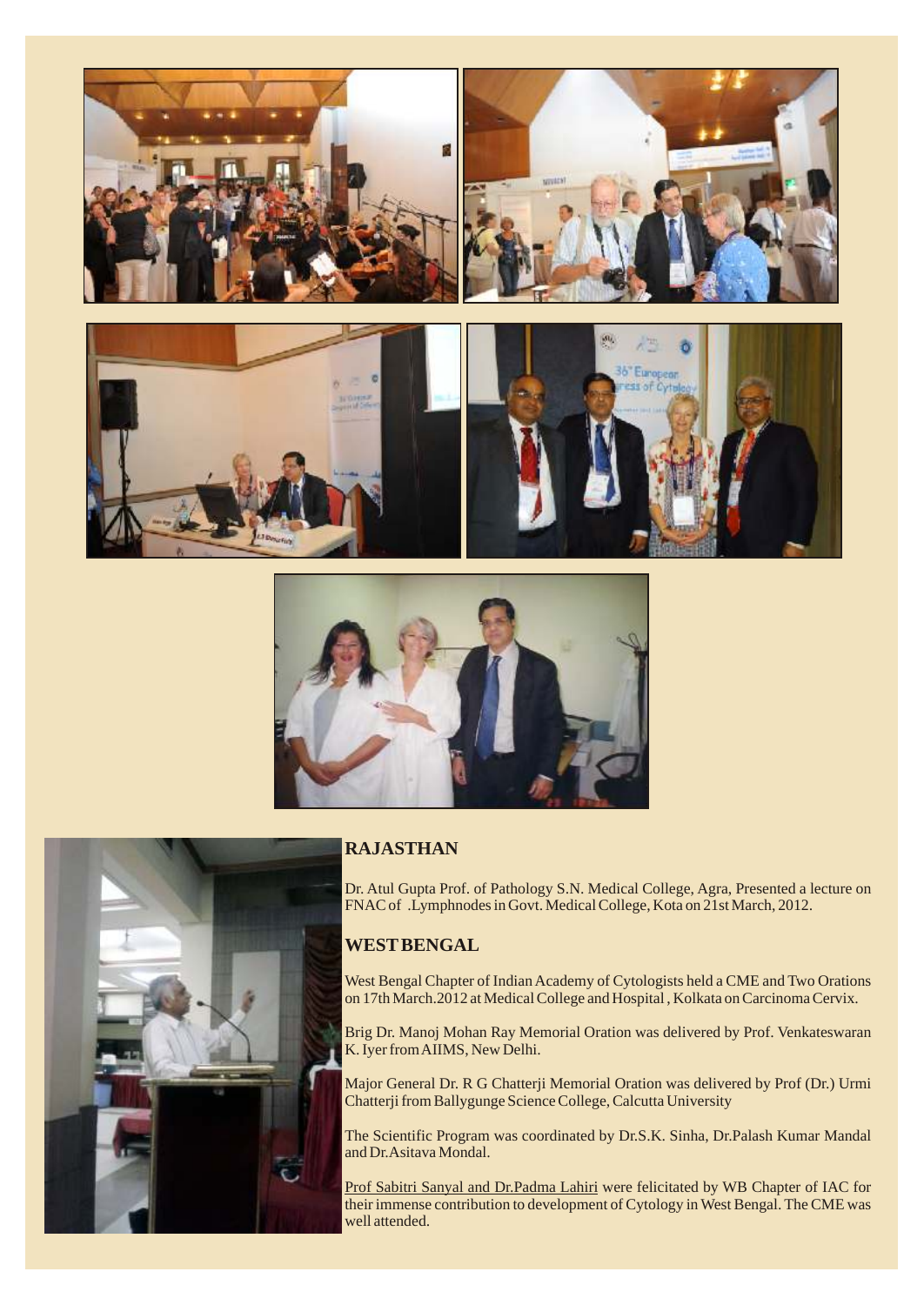## RAJASTHAN

Dr. Atul Gupta Prof. of Pathology S.N. Medical College, Agra, Presented a lecture on FNAC of .Lymphnodes in Govt. Medical College, Kota on 21st March, 2012.

## WEST BENGAL

West Bengal Chapter of Indian Academy of Cytologists held a CME and Two Orations on 17th March.2012 at Medical College and Hospital , Kolkata on Carcinoma Cervix.

Brig Dr. Manoj Mohan Ray Memorial Oration was delivered by Prof. Venkateswaran K. Iyer from AIIMS, New Delhi.

Major General Dr. R G Chatterji Memorial Oration was delivered by Prof (Dr.) Urmi Chatterji from Ballygunge Science College, Calcutta University

The Scientific Program was coordinated by Dr.S.K. Sinha, Dr.Palash Kumar Mandal and Dr.Asitava Mondal.

Prof Sabitri Sanyal and Dr.Padma Lahiri were felicitated by WB Chapter of IAC for their immense contribution to development of Cytology in West Bengal. The CME was well attended.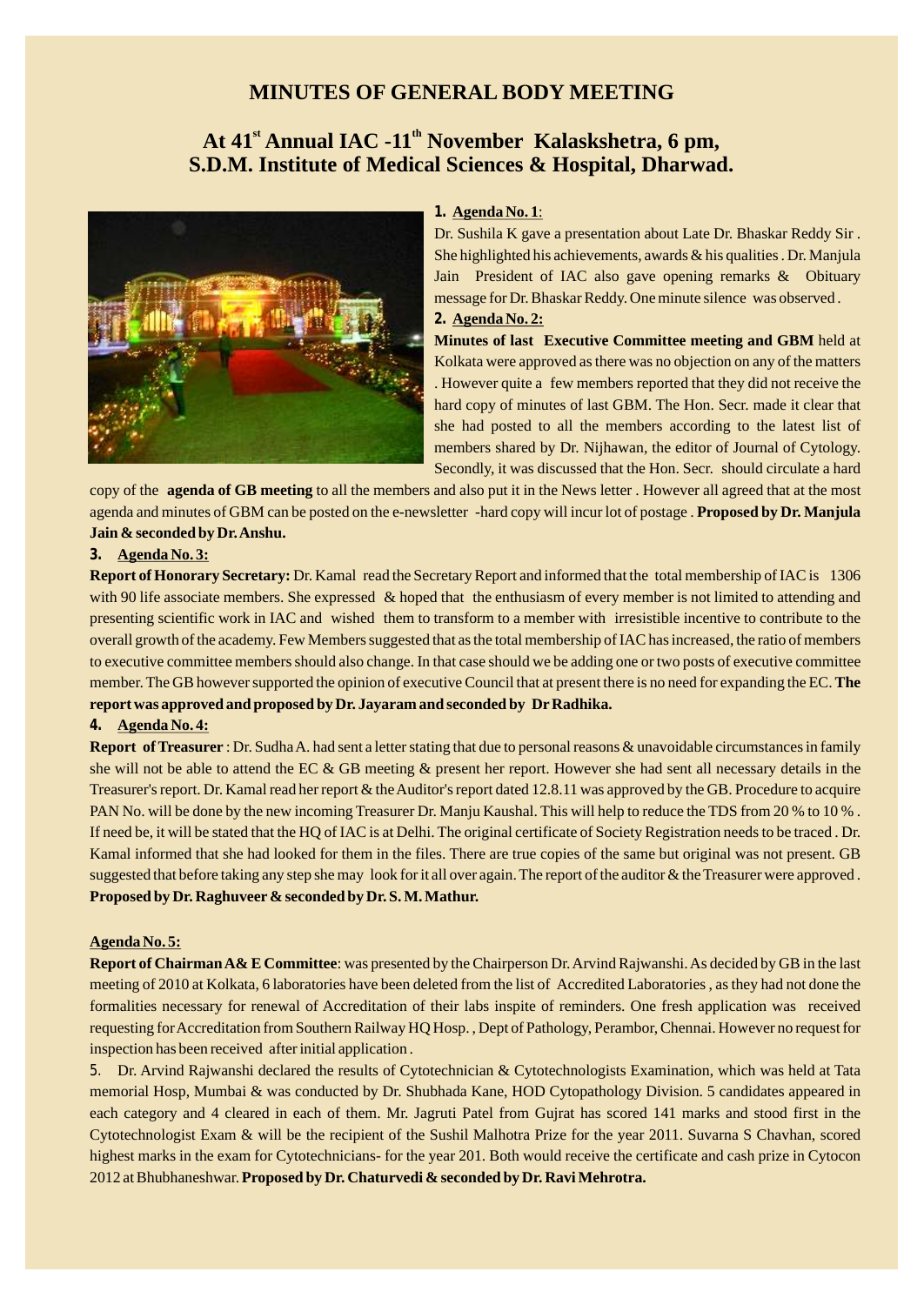# MINUTES OF GENERAL BODY MEETING

## At 41st Annual IAC -11th November Kalaskshetra, 6 pm, S.D.M. Institute of Medical Sciences & Hospital, Dharwad.

**1. Agenda No. 1**:

Dr. Sushila K gave a presentation about Late Dr. Bhaskar Reddy Sir . She highlighted his achievements, awards & his qualities . Dr. Manjula Jain President of IAC also gave opening remarks & Obituary message for Dr. Bhaskar Reddy. One minute silence was observed .

**2. Agenda No. 2:**

**Minutes of last Executive Committee meeting and GBM** held at Kolkata were approved as there was no objection on any of the matters . However quite a few members reported that they did not receive the hard copy of minutes of last GBM. The Hon. Secr. made it clear that she had posted to all the members according to the latest list of members shared by Dr. Nijhawan, the editor of Journal of Cytology. Secondly, it was discussed that the Hon. Secr. should circulate a hard copy of the **agenda of GB meeting** to all the members and also put it in the News letter . However all agreed that at the most agenda and minutes of GBM can be posted on the e-newsletter -hard copy will incur lot of postage . **Proposed by Dr. Manjula Jain & seconded by Dr. Anshu.**

**3. Agenda No. 3:**

**Report of Honorary Secretary:** Dr. Kamal read the Secretary Report and informed that the total membership of IAC is 1306 with 90 life associate members. She expressed & hoped that the enthusiasm of every member is not limited to attending and presenting scientific work in IAC and wished them to transform to a member with irresistible incentive to contribute to the overall growth of the academy. Few Members suggested that as the total membership of IAC has increased, the ratio of members to executive committee members should also change. In that case should we be adding one or two posts of executive committee member. The GB however supported the opinion of executive Council that at present there is no need for expanding the EC. **The report was approved and proposed by Dr. Jayaram and seconded by Dr Radhika.**

**4. Agenda No. 4:**

**Report of Treasurer** : Dr. Sudha A. had sent a letter stating that due to personal reasons & unavoidable circumstances in family she will not be able to attend the EC & GB meeting & present her report. However she had sent all necessary details in the Treasurer's report. Dr. Kamal read her report & the Auditor's report dated 12.8.11 was approved by the GB. Procedure to acquire PAN No. will be done by the new incoming Treasurer Dr. Manju Kaushal. This will help to reduce the TDS from 20 % to 10 % . If need be, it will be stated that the HQ of IAC is at Delhi. The original certificate of Society Registration needs to be traced . Dr. Kamal informed that she had looked for them in the files. There are true copies of the same but original was not present. GB suggested that before taking any step she may look for it all over again. The report of the auditor & the Treasurer were approved . **Proposed by Dr. Raghuveer & seconded by Dr. S. M. Mathur.**

**Agenda No. 5:**

**Report of Chairman A& E Committee**: was presented by the Chairperson Dr. Arvind Rajwanshi. As decided by GB in the last meeting of 2010 at Kolkata, 6 laboratories have been deleted from the list of Accredited Laboratories , as they had not done the formalities necessary for renewal of Accreditation of their labs inspite of reminders. One fresh application was received requesting for Accreditation from Southern Railway HQ Hosp. , Dept of Pathology, Perambor, Chennai. However no request for inspection has been received after initial application .

5. Dr. Arvind Rajwanshi declared the results of Cytotechnician & Cytotechnologists Examination, which was held at Tata memorial Hosp, Mumbai & was conducted by Dr. Shubhada Kane, HOD Cytopathology Division. 5 candidates appeared in each category and 4 cleared in each of them. Mr. Jagruti Patel from Gujrat has scored 141 marks and stood first in the Cytotechnologist Exam & will be the recipient of the Sushil Malhotra Prize for the year 2011. Suvarna S Chavhan, scored highest marks in the exam for Cytotechnicians- for the year 201. Both would receive the certificate and cash prize in Cytocon 2012 at Bhubhaneshwar. **Proposed by Dr. Chaturvedi & seconded by Dr. Ravi Mehrotra.**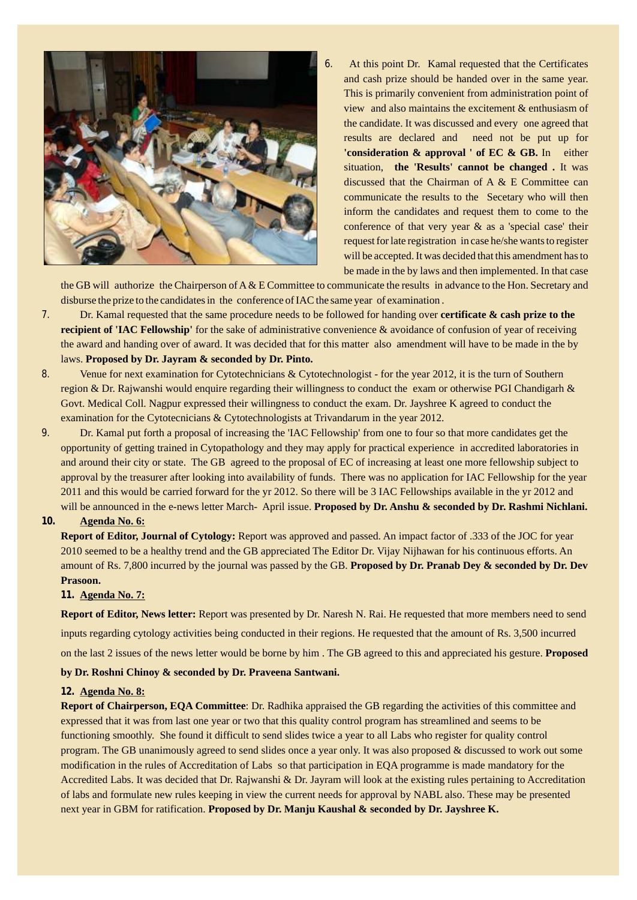6. At this point Dr. Kamal requested that the Certificates and cash prize should be handed over in the same year. This is primarily convenient from administration point of view and also maintains the excitement & enthusiasm of the candidate. It was discussed and every one agreed that results are declared and need not be put up for **'consideration & approval ' of EC & GB.** In either situation, **the 'Results' cannot be changed .** It was discussed that the Chairman of A & E Committee can communicate the results to the Secetary who will then inform the candidates and request them to come to the conference of that very year & as a 'special case' their request for late registration in case he/she wants to register will be accepted. It was decided that this amendment has to be made in the by laws and then implemented. In that case the GB will authorize the Chairperson of A & E Committee to communicate the results in advance to the Hon. Secretary and disburse the prize to the candidates in the conference of IAC the same year of examination .

7. Dr. Kamal requested that the same procedure needs to be followed for handing over **certificate & cash prize to the recipient of 'IAC Fellowship'** for the sake of administrative convenience & avoidance of confusion of year of receiving the award and handing over of award. It was decided that for this matter also amendment will have to be made in the by laws. **Proposed by Dr. Jayram & seconded by Dr. Pinto.**

8. Venue for next examination for Cytotechnicians & Cytotechnologist - for the year 2012, it is the turn of Southern region & Dr. Rajwanshi would enquire regarding their willingness to conduct the exam or otherwise PGI Chandigarh & Govt. Medical Coll. Nagpur expressed their willingness to conduct the exam. Dr. Jayshree K agreed to conduct the examination for the Cytotecnicians & Cytotechnologists at Trivandarum in the year 2012.

9. Dr. Kamal put forth a proposal of increasing the 'IAC Fellowship' from one to four so that more candidates get the opportunity of getting trained in Cytopathology and they may apply for practical experience in accredited laboratories in and around their city or state. The GB agreed to the proposal of EC of increasing at least one more fellowship subject to approval by the treasurer after looking into availability of funds. There was no application for IAC Fellowship for the year 2011 and this would be carried forward for the yr 2012. So there will be 3 IAC Fellowships available in the yr 2012 and will be announced in the e-news letter March- April issue. **Proposed by Dr. Anshu & seconded by Dr. Rashmi Nichlani.**

10. **Agenda No. 6:**

**Report of Editor, Journal of Cytology:** Report was approved and passed. An impact factor of .333 of the JOC for year 2010 seemed to be a healthy trend and the GB appreciated The Editor Dr. Vijay Nijhawan for his continuous efforts. An amount of Rs. 7,800 incurred by the journal was passed by the GB. **Proposed by Dr. Pranab Dey & seconded by Dr. Dev Prasoon.**

11. **Agenda No. 7:**

**Report of Editor, News letter:** Report was presented by Dr. Naresh N. Rai. He requested that more members need to send inputs regarding cytology activities being conducted in their regions. He requested that the amount of Rs. 3,500 incurred on the last 2 issues of the news letter would be borne by him . The GB agreed to this and appreciated his gesture. **Proposed by Dr. Roshni Chinoy & seconded by Dr. Praveena Santwani.**

12. **Agenda No. 8:**

**Report of Chairperson, EQA Committee**: Dr. Radhika appraised the GB regarding the activities of this committee and expressed that it was from last one year or two that this quality control program has streamlined and seems to be functioning smoothly. She found it difficult to send slides twice a year to all Labs who register for quality control program. The GB unanimously agreed to send slides once a year only. It was also proposed & discussed to work out some modification in the rules of Accreditation of Labs so that participation in EQA programme is made mandatory for the Accredited Labs. It was decided that Dr. Rajwanshi & Dr. Jayram will look at the existing rules pertaining to Accreditation of labs and formulate new rules keeping in view the current needs for approval by NABL also. These may be presented next year in GBM for ratification. **Proposed by Dr. Manju Kaushal & seconded by Dr. Jayshree K.**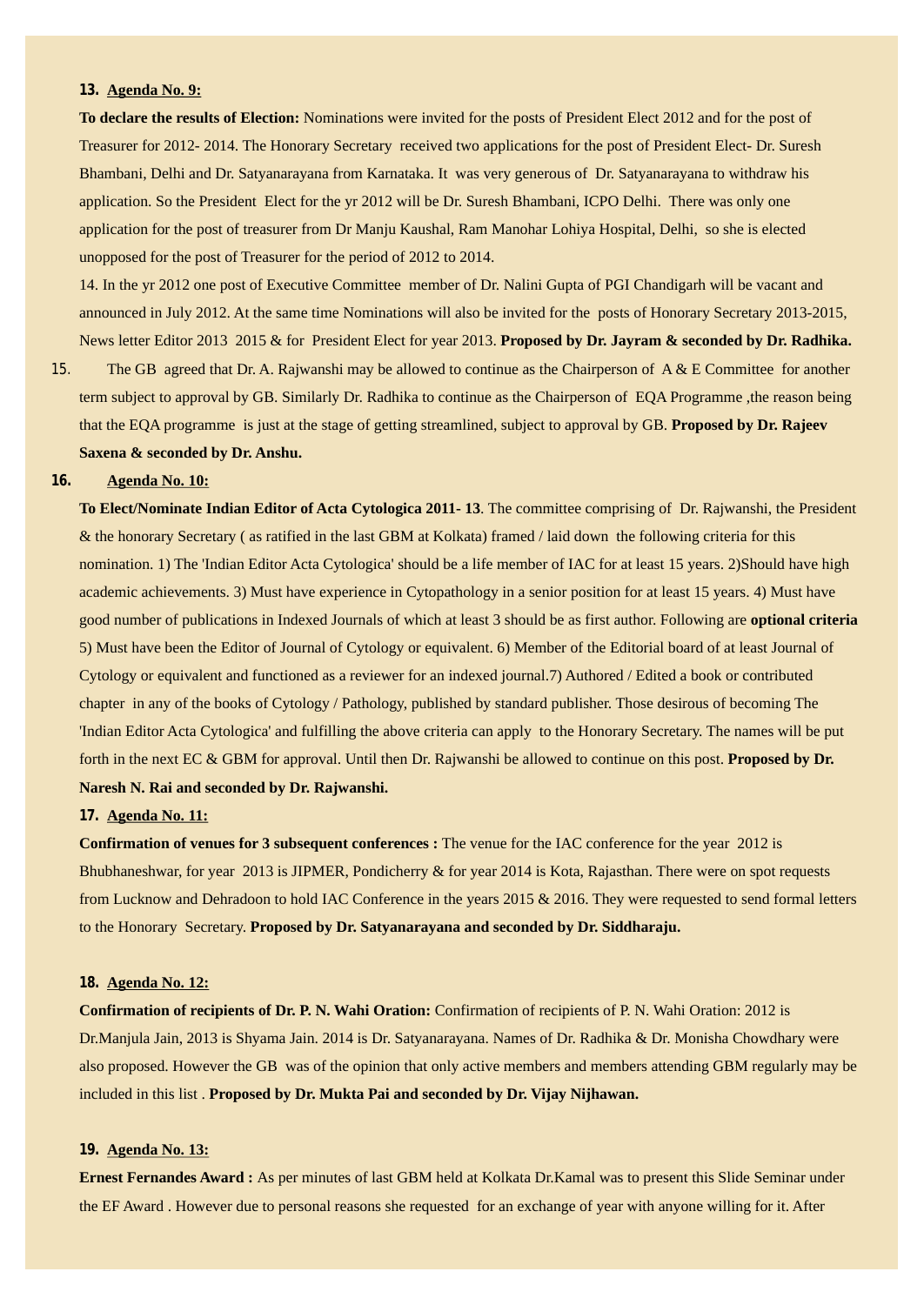13. **Agenda No. 9:**

**To declare the results of Election:** Nominations were invited for the posts of President Elect 2012 and for the post of Treasurer for 2012- 2014. The Honorary Secretary received two applications for the post of President Elect- Dr. Suresh Bhambani, Delhi and Dr. Satyanarayana from Karnataka. It was very generous of Dr. Satyanarayana to withdraw his application. So the President Elect for the yr 2012 will be Dr. Suresh Bhambani, ICPO Delhi. There was only one application for the post of treasurer from Dr Manju Kaushal, Ram Manohar Lohiya Hospital, Delhi, so she is elected unopposed for the post of Treasurer for the period of 2012 to 2014.

14. In the yr 2012 one post of Executive Committee member of Dr. Nalini Gupta of PGI Chandigarh will be vacant and announced in July 2012. At the same time Nominations will also be invited for the posts of Honorary Secretary 2013-2015, News letter Editor 2013 2015 & for President Elect for year 2013. **Proposed by Dr. Jayram & seconded by Dr. Radhika.**

15. The GB agreed that Dr. A. Rajwanshi may be allowed to continue as the Chairperson of A & E Committee for another term subject to approval by GB. Similarly Dr. Radhika to continue as the Chairperson of EQA Programme ,the reason being that the EQA programme is just at the stage of getting streamlined, subject to approval by GB. **Proposed by Dr. Rajeev Saxena & seconded by Dr. Anshu.**

16. **Agenda No. 10:**

**To Elect/Nominate Indian Editor of Acta Cytologica 2011- 13**. The committee comprising of Dr. Rajwanshi, the President & the honorary Secretary ( as ratified in the last GBM at Kolkata) framed / laid down the following criteria for this nomination. 1) The 'Indian Editor Acta Cytologica' should be a life member of IAC for at least 15 years. 2)Should have high academic achievements. 3) Must have experience in Cytopathology in a senior position for at least 15 years. 4) Must have good number of publications in Indexed Journals of which at least 3 should be as first author. Following are **optional criteria** 5) Must have been the Editor of Journal of Cytology or equivalent. 6) Member of the Editorial board of at least Journal of Cytology or equivalent and functioned as a reviewer for an indexed journal.7) Authored / Edited a book or contributed chapter in any of the books of Cytology / Pathology, published by standard publisher. Those desirous of becoming The 'Indian Editor Acta Cytologica' and fulfilling the above criteria can apply to the Honorary Secretary. The names will be put forth in the next EC & GBM for approval. Until then Dr. Rajwanshi be allowed to continue on this post. **Proposed by Dr. Naresh N. Rai and seconded by Dr. Rajwanshi.**

17. **Agenda No. 11:**

**Confirmation of venues for 3 subsequent conferences :** The venue for the IAC conference for the year 2012 is Bhubhaneshwar, for year 2013 is JIPMER, Pondicherry & for year 2014 is Kota, Rajasthan. There were on spot requests from Lucknow and Dehradoon to hold IAC Conference in the years 2015 & 2016. They were requested to send formal letters to the Honorary Secretary. **Proposed by Dr. Satyanarayana and seconded by Dr. Siddharaju.**

18. **Agenda No. 12:**

**Confirmation of recipients of Dr. P. N. Wahi Oration:** Confirmation of recipients of P. N. Wahi Oration: 2012 is Dr.Manjula Jain, 2013 is Shyama Jain. 2014 is Dr. Satyanarayana. Names of Dr. Radhika & Dr. Monisha Chowdhary were also proposed. However the GB was of the opinion that only active members and members attending GBM regularly may be included in this list . **Proposed by Dr. Mukta Pai and seconded by Dr. Vijay Nijhawan.**

19. **Agenda No. 13:**

**Ernest Fernandes Award :** As per minutes of last GBM held at Kolkata Dr.Kamal was to present this Slide Seminar under the EF Award . However due to personal reasons she requested for an exchange of year with anyone willing for it. After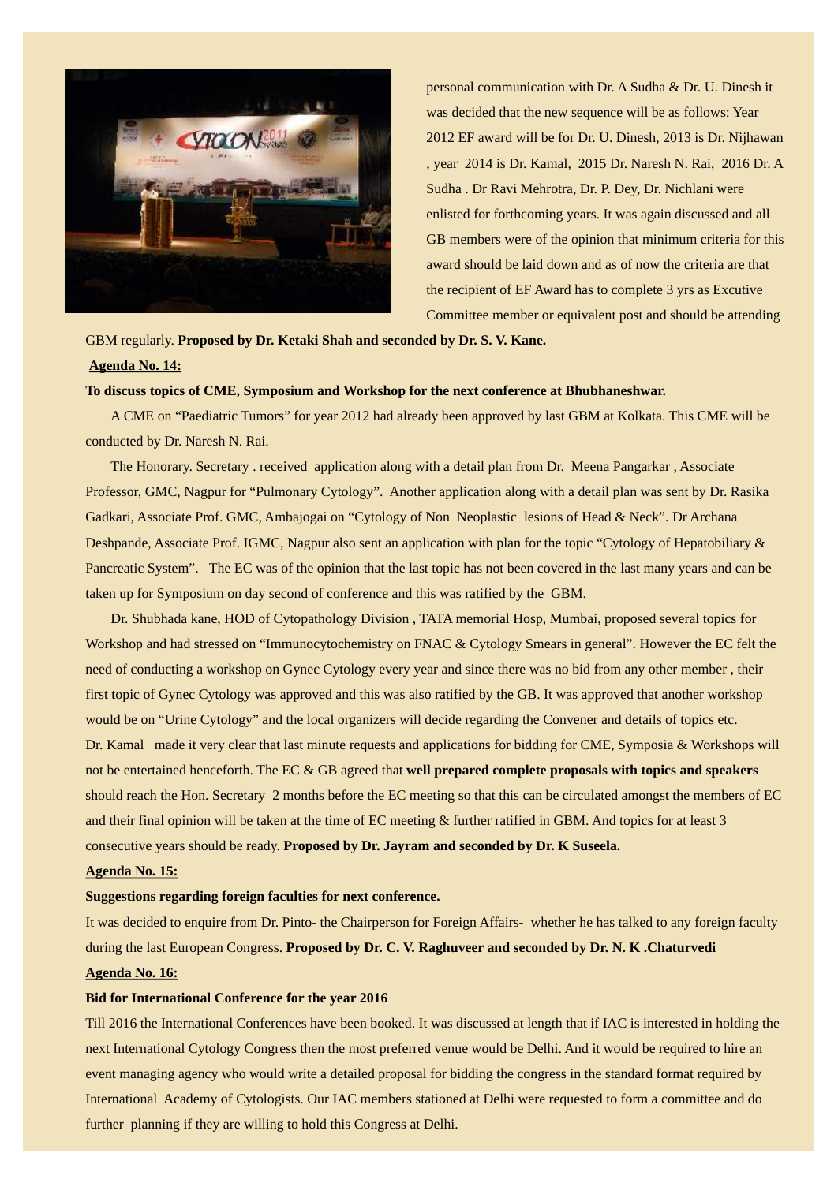personal communication with Dr. A Sudha & Dr. U. Dinesh it was decided that the new sequence will be as follows: Year 2012 EF award will be for Dr. U. Dinesh, 2013 is Dr. Nijhawan , year 2014 is Dr. Kamal, 2015 Dr. Naresh N. Rai, 2016 Dr. A Sudha . Dr Ravi Mehrotra, Dr. P. Dey, Dr. Nichlani were enlisted for forthcoming years. It was again discussed and all GB members were of the opinion that minimum criteria for this award should be laid down and as of now the criteria are that the recipient of EF Award has to complete 3 yrs as Excutive Committee member or equivalent post and should be attending GBM regularly. **Proposed by Dr. Ketaki Shah and seconded by Dr. S. V. Kane.**

**Agenda No. 14:**

**To discuss topics of CME, Symposium and Workshop for the next conference at Bhubhaneshwar.**

A CME on "Paediatric Tumors" for year 2012 had already been approved by last GBM at Kolkata. This CME will be conducted by Dr. Naresh N. Rai.

The Honorary. Secretary . received application along with a detail plan from Dr. Meena Pangarkar , Associate Professor, GMC, Nagpur for "Pulmonary Cytology". Another application along with a detail plan was sent by Dr. Rasika Gadkari, Associate Prof. GMC, Ambajogai on "Cytology of Non Neoplastic lesions of Head & Neck". Dr Archana Deshpande, Associate Prof. IGMC, Nagpur also sent an application with plan for the topic "Cytology of Hepatobiliary & Pancreatic System". The EC was of the opinion that the last topic has not been covered in the last many years and can be taken up for Symposium on day second of conference and this was ratified by the GBM.

Dr. Shubhada kane, HOD of Cytopathology Division , TATA memorial Hosp, Mumbai, proposed several topics for Workshop and had stressed on "Immunocytochemistry on FNAC & Cytology Smears in general". However the EC felt the need of conducting a workshop on Gynec Cytology every year and since there was no bid from any other member , their first topic of Gynec Cytology was approved and this was also ratified by the GB. It was approved that another workshop would be on "Urine Cytology" and the local organizers will decide regarding the Convener and details of topics etc. Dr. Kamal made it very clear that last minute requests and applications for bidding for CME, Symposia & Workshops will not be entertained henceforth. The EC & GB agreed that **well prepared complete proposals with topics and speakers** should reach the Hon. Secretary 2 months before the EC meeting so that this can be circulated amongst the members of EC and their final opinion will be taken at the time of EC meeting & further ratified in GBM. And topics for at least 3 consecutive years should be ready. **Proposed by Dr. Jayram and seconded by Dr. K Suseela.**

**Agenda No. 15:**

**Suggestions regarding foreign faculties for next conference.**

It was decided to enquire from Dr. Pinto- the Chairperson for Foreign Affairs- whether he has talked to any foreign faculty during the last European Congress. **Proposed by Dr. C. V. Raghuveer and seconded by Dr. N. K .Chaturvedi**

**Agenda No. 16:**

**Bid for International Conference for the year 2016**

Till 2016 the International Conferences have been booked. It was discussed at length that if IAC is interested in holding the next International Cytology Congress then the most preferred venue would be Delhi. And it would be required to hire an event managing agency who would write a detailed proposal for bidding the congress in the standard format required by International Academy of Cytologists. Our IAC members stationed at Delhi were requested to form a committee and do further planning if they are willing to hold this Congress at Delhi.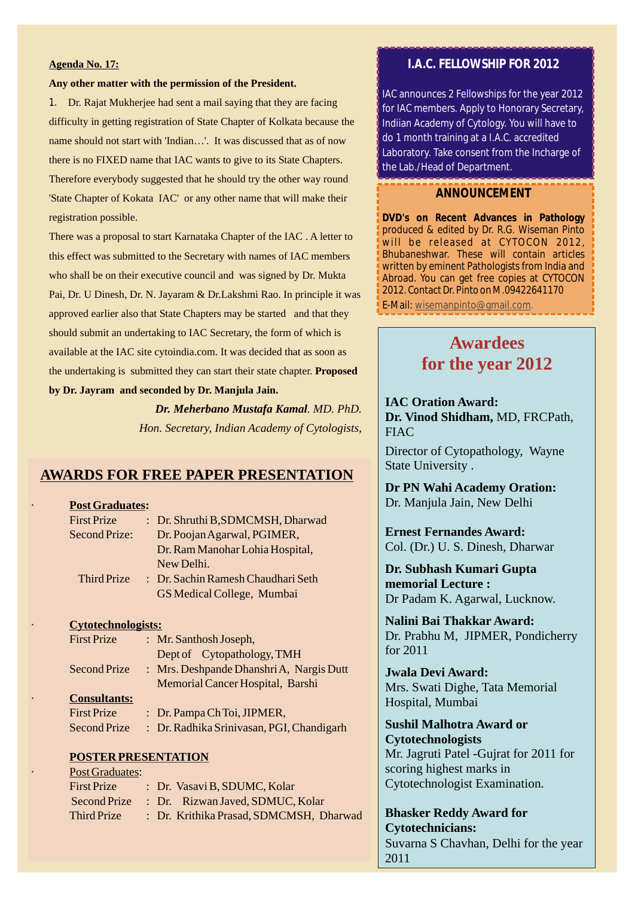**Agenda No. 17:**

**Any other matter with the permission of the President.**

1. Dr. Rajat Mukherjee had sent a mail saying that they are facing difficulty in getting registration of State Chapter of Kolkata because the name should not start with 'Indian…'. It was discussed that as of now there is no FIXED name that IAC wants to give to its State Chapters. Therefore everybody suggested that he should try the other way round 'State Chapter of Kokata IAC' or any other name that will make their registration possible.

There was a proposal to start Karnataka Chapter of the IAC . A letter to this effect was submitted to the Secretary with names of IAC members who shall be on their executive council and was signed by Dr. Mukta Pai, Dr. U Dinesh, Dr. N. Jayaram & Dr.Lakshmi Rao. In principle it was approved earlier also that State Chapters may be started and that they should submit an undertaking to IAC Secretary, the form of which is available at the IAC site cytoindia.com. It was decided that as soon as the undertaking is submitted they can start their state chapter. **Proposed by Dr. Jayram and seconded by Dr. Manjula Jain.**

***Dr. Meherbano Mustafa Kamal**. MD. PhD.*
*Hon. Secretary, Indian Academy of Cytologists,*

## AWARDS FOR FREE PAPER PRESENTATION

- **Post Graduates:**

| | |
|---|---|
| First Prize | : Dr. Shruthi B, SDMCMSH, Dharwad |
| Second Prize: | Dr. Poojan Agarwal, PGIMER, Dr. Ram Manohar Lohia Hospital, New Delhi. |
| Third Prize | : Dr. Sachin Ramesh Chaudhari Seth GS Medical College, Mumbai |

- **Cytotechnologists:**

| | |
|---|---|
| First Prize | : Mr. Santhosh Joseph, Dept of Cytopathology, TMH |
| Second Prize | : Mrs. Deshpande Dhanshri A, Nargis Dutt Memorial Cancer Hospital, Barshi |

- **Consultants:**

| | |
|---|---|
| First Prize | : Dr. Pampa Ch Toi, JIPMER, |
| Second Prize | : Dr. Radhika Srinivasan, PGI, Chandigarh |

**POSTER PRESENTATION**

- Post Graduates:

| | |
|---|---|
| First Prize | : Dr. Vasavi B, SDUMC, Kolar |
| Second Prize | : Dr. Rizwan Javed, SDMUC, Kolar |
| Third Prize | : Dr. Krithika Prasad, SDMCMSH, Dharwad |

### I.A.C. FELLOWSHIP FOR 2012

IAC announces 2 Fellowships for the year 2012 for IAC members. Apply to Honorary Secretary, Indiian Academy of Cytology. You will have to do 1 month training at a I.A.C. accredited Laboratory. Take consent from the Incharge of the Lab./Head of Department.

### ANNOUNCEMENT

**DVD's on Recent Advances in Pathology** produced & edited by Dr. R.G. Wiseman Pinto will be released at CYTOCON 2012, Bhubaneshwar. These will contain articles written by eminent Pathologists from India and Abroad. You can get free copies at CYTOCON 2012. Contact Dr. Pinto on M.09422641170 E-Mail: wisemanpinto@gmail.com.

## Awardees for the year 2012

**IAC Oration Award:**
**Dr. Vinod Shidham,** MD, FRCPath, FIAC
Director of Cytopathology, Wayne State University .

**Dr PN Wahi Academy Oration:**
Dr. Manjula Jain, New Delhi

**Ernest Fernandes Award:**
Col. (Dr.) U. S. Dinesh, Dharwar

**Dr. Subhash Kumari Gupta memorial Lecture :**
Dr Padam K. Agarwal, Lucknow.

**Nalini Bai Thakkar Award:**
Dr. Prabhu M, JIPMER, Pondicherry for 2011

**Jwala Devi Award:**
Mrs. Swati Dighe, Tata Memorial Hospital, Mumbai

**Sushil Malhotra Award or Cytotechnologists**
Mr. Jagruti Patel -Gujrat for 2011 for scoring highest marks in Cytotechnologist Examination.

**Bhasker Reddy Award for Cytotechnicians:**
Suvarna S Chavhan, Delhi for the year 2011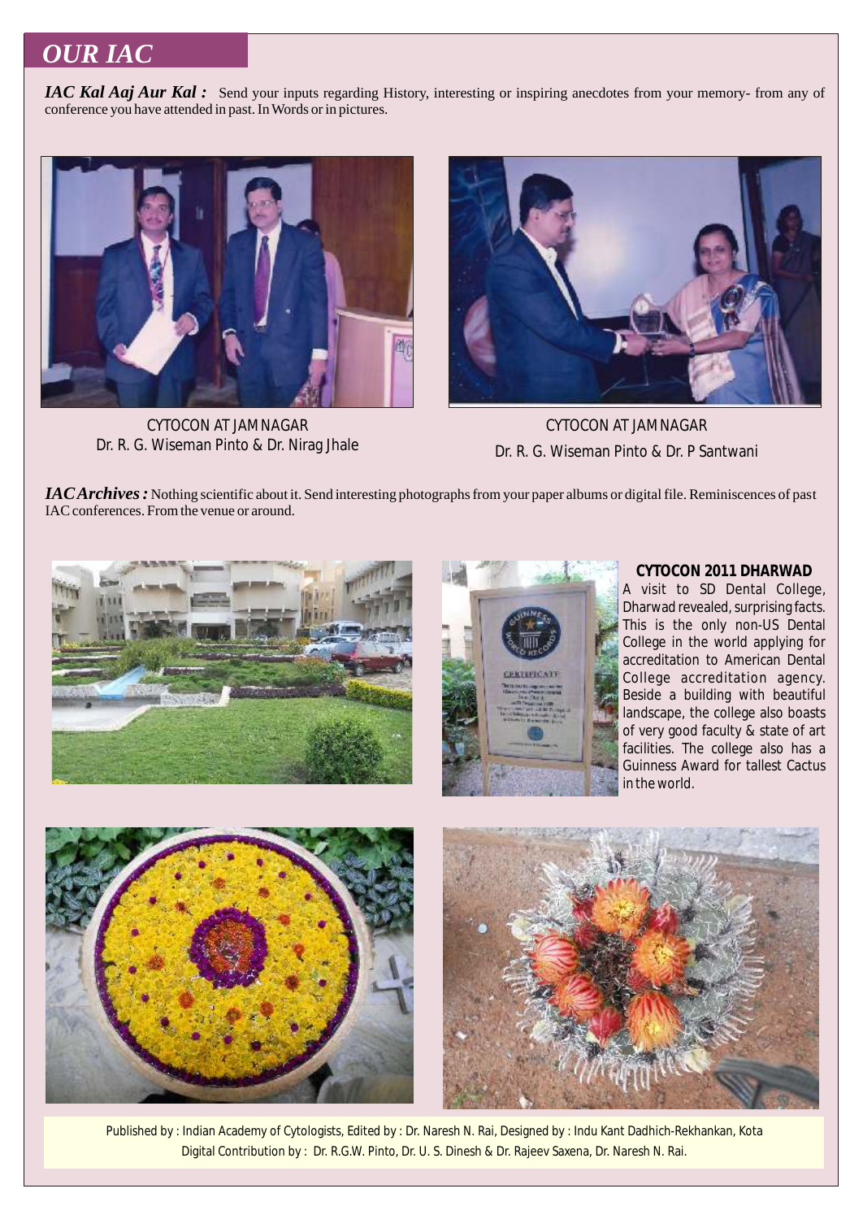# OUR IAC

***IAC Kal Aaj Aur Kal :*** Send your inputs regarding History, interesting or inspiring anecdotes from your memory- from any of conference you have attended in past. In Words or in pictures.

CYTOCON AT JAMNAGAR
Dr. R. G. Wiseman Pinto & Dr. Nirag Jhale

CYTOCON AT JAMNAGAR
Dr. R. G. Wiseman Pinto & Dr. P Santwani

***IAC Archives :*** Nothing scientific about it. Send interesting photographs from your paper albums or digital file. Reminiscences of past IAC conferences. From the venue or around.

**CYTOCON 2011 DHARWAD**

A visit to SD Dental College, Dharwad revealed, surprising facts. This is the only non-US Dental College in the world applying for accreditation to American Dental College accreditation agency. Beside a building with beautiful landscape, the college also boasts of very good faculty & state of art facilities. The college also has a Guinness Award for tallest Cactus in the world.

Published by : Indian Academy of Cytologists, Edited by : Dr. Naresh N. Rai, Designed by : Indu Kant Dadhich-Rekhankan, Kota
Digital Contribution by : Dr. R.G.W. Pinto, Dr. U. S. Dinesh & Dr. Rajeev Saxena, Dr. Naresh N. Rai.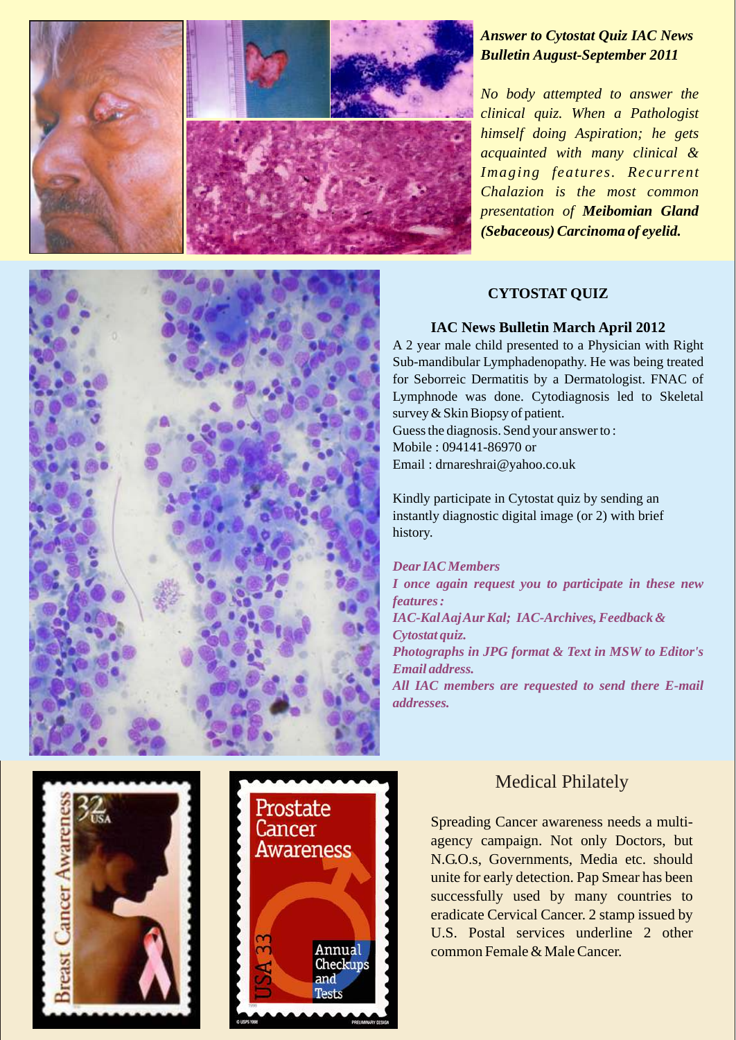***Answer to Cytostat Quiz IAC News Bulletin August-September 2011***

*No body attempted to answer the clinical quiz. When a Pathologist himself doing Aspiration; he gets acquainted with many clinical & Imaging features. Recurrent Chalazion is the most common presentation of* ***Meibomian Gland (Sebaceous) Carcinoma of eyelid.***

## CYTOSTAT QUIZ

### IAC News Bulletin March April 2012

A 2 year male child presented to a Physician with Right Sub-mandibular Lymphadenopathy. He was being treated for Seborreic Dermatitis by a Dermatologist. FNAC of Lymphnode was done. Cytodiagnosis led to Skeletal survey & Skin Biopsy of patient.

Guess the diagnosis. Send your answer to :
Mobile : 094141-86970 or
Email : drnareshrai@yahoo.co.uk

Kindly participate in Cytostat quiz by sending an instantly diagnostic digital image (or 2) with brief history.

***Dear IAC Members***

***I once again request you to participate in these new features :***

***IAC-Kal Aaj Aur Kal; IAC-Archives, Feedback & Cytostat quiz.***

***Photographs in JPG format & Text in MSW to Editor's Email address.***

***All IAC members are requested to send there E-mail addresses.***

## Medical Philately

Spreading Cancer awareness needs a multi-agency campaign. Not only Doctors, but N.G.O.s, Governments, Media etc. should unite for early detection. Pap Smear has been successfully used by many countries to eradicate Cervical Cancer. 2 stamp issued by U.S. Postal services underline 2 other common Female & Male Cancer.